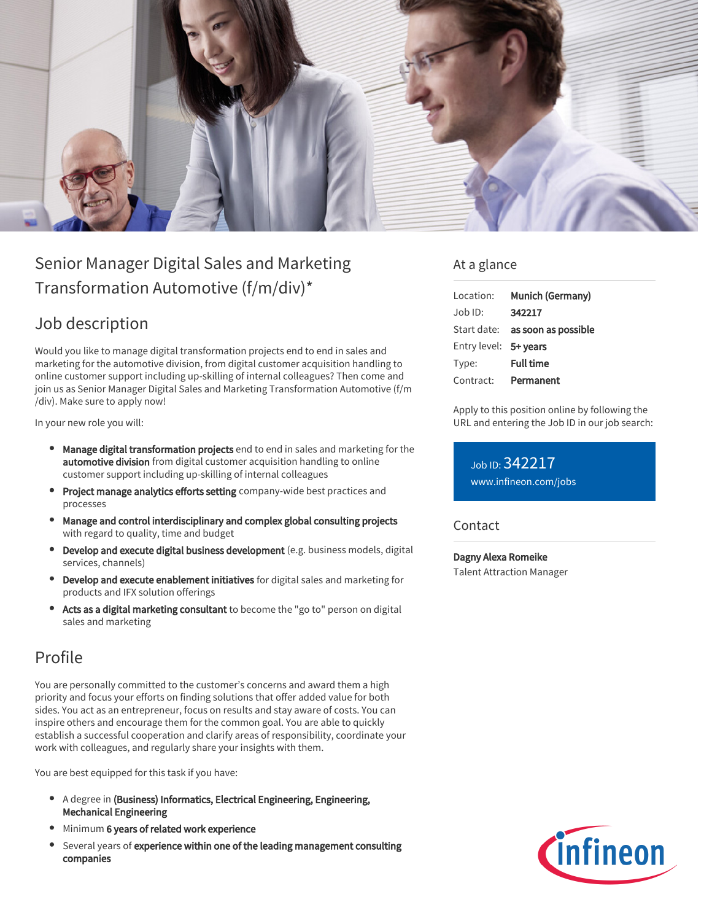# Senior Manager Digital Sales and Marketing Transformation Automotive (f/m/div)*

## Job description

Would you like to manage digital transformation projects end to end in sales and marketing for the automotive division, from digital customer acquisition handling to online customer support including up-skilling of internal colleagues? Then come and join us as Senior Manager Digital Sales and Marketing Transformation Automotive (f/m /div). Make sure to apply now!

In your new role you will:

- **Manage digital transformation projects** end to end in sales and marketing for the **automotive division** from digital customer acquisition handling to online customer support including up-skilling of internal colleagues
- **Project manage analytics efforts setting** company-wide best practices and processes
- **Manage and control interdisciplinary and complex global consulting projects** with regard to quality, time and budget
- **Develop and execute digital business development** (e.g. business models, digital services, channels)
- **Develop and execute enablement initiatives** for digital sales and marketing for products and IFX solution offerings
- **Acts as a digital marketing consultant** to become the "go to" person on digital sales and marketing

## Profile

You are personally committed to the customer's concerns and award them a high priority and focus your efforts on finding solutions that offer added value for both sides. You act as an entrepreneur, focus on results and stay aware of costs. You can inspire others and encourage them for the common goal. You are able to quickly establish a successful cooperation and clarify areas of responsibility, coordinate your work with colleagues, and regularly share your insights with them.

You are best equipped for this task if you have:

- A degree in **(Business) Informatics, Electrical Engineering, Engineering, Mechanical Engineering**
- Minimum **6 years of related work experience**
- Several years of **experience within one of the leading management consulting companies**

## At a glance

| | |
|---|---|
| Location: | **Munich (Germany)** |
| Job ID: | **342217** |
| Start date: | **as soon as possible** |
| Entry level: | **5+ years** |
| Type: | **Full time** |
| Contract: | **Permanent** |

Apply to this position online by following the URL and entering the Job ID in our job search:

Job ID: 342217
www.infineon.com/jobs

## Contact

**Dagny Alexa Romeike**
Talent Attraction Manager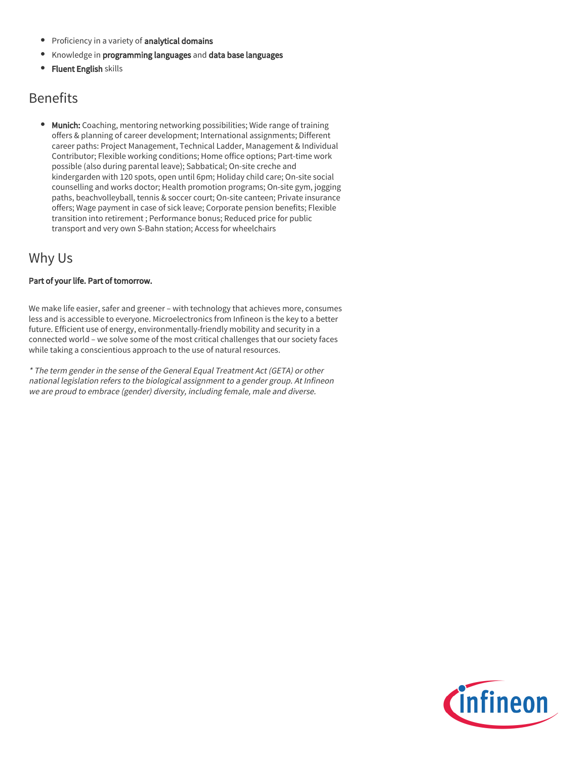- Proficiency in a variety of **analytical domains**
- Knowledge in **programming languages** and **data base languages**
- **Fluent English** skills

## Benefits

- **Munich:** Coaching, mentoring networking possibilities; Wide range of training offers & planning of career development; International assignments; Different career paths: Project Management, Technical Ladder, Management & Individual Contributor; Flexible working conditions; Home office options; Part-time work possible (also during parental leave); Sabbatical; On-site creche and kindergarden with 120 spots, open until 6pm; Holiday child care; On-site social counselling and works doctor; Health promotion programs; On-site gym, jogging paths, beachvolleyball, tennis & soccer court; On-site canteen; Private insurance offers; Wage payment in case of sick leave; Corporate pension benefits; Flexible transition into retirement ; Performance bonus; Reduced price for public transport and very own S-Bahn station; Access for wheelchairs

## Why Us

**Part of your life. Part of tomorrow.**

We make life easier, safer and greener – with technology that achieves more, consumes less and is accessible to everyone. Microelectronics from Infineon is the key to a better future. Efficient use of energy, environmentally-friendly mobility and security in a connected world – we solve some of the most critical challenges that our society faces while taking a conscientious approach to the use of natural resources.

*\* The term gender in the sense of the General Equal Treatment Act (GETA) or other national legislation refers to the biological assignment to a gender group. At Infineon we are proud to embrace (gender) diversity, including female, male and diverse.*

infineon